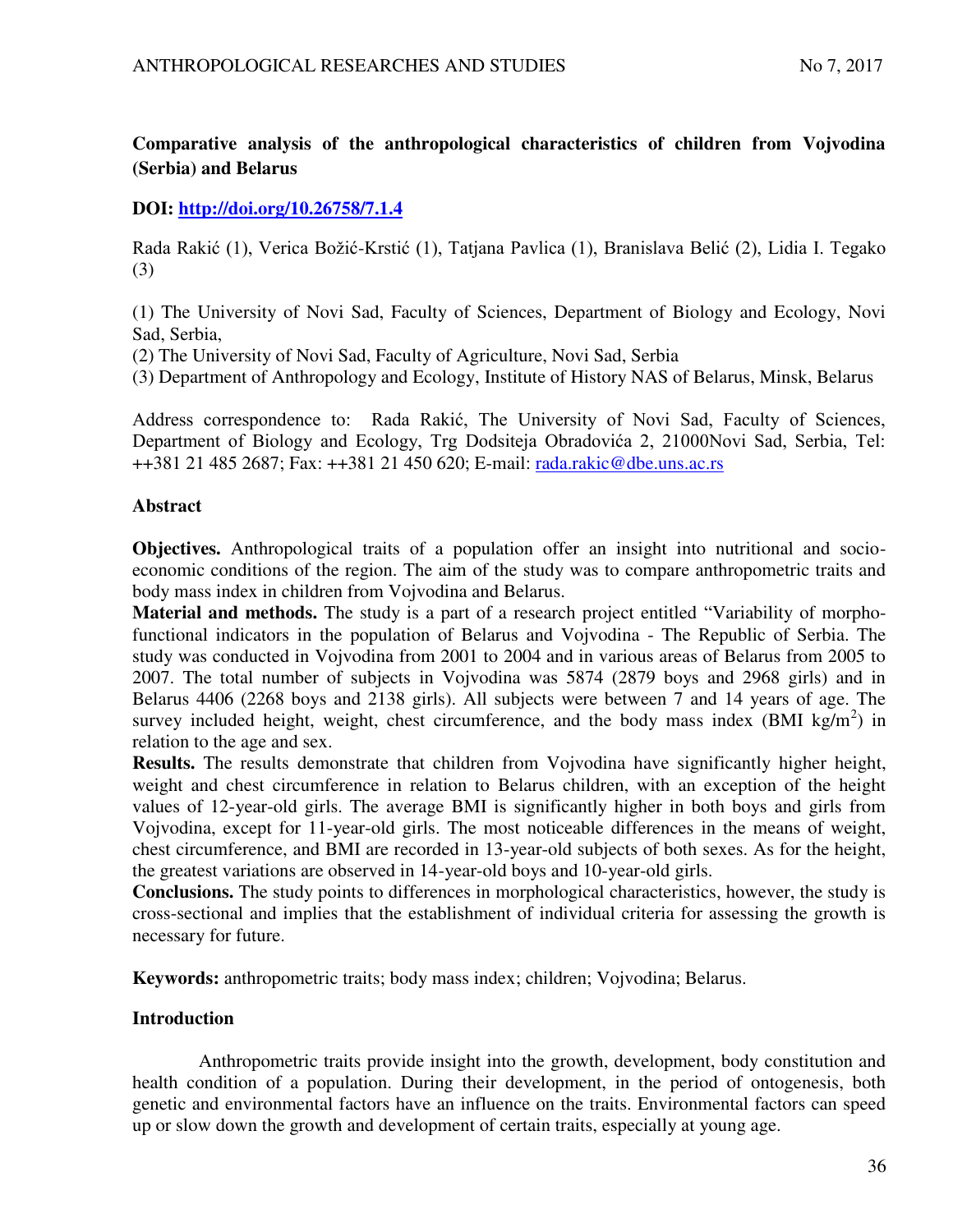# Comparative analysis of the anthropological characteristics of children from Vojvodina (Serbia) and Belarus

**DOI: http://doi.org/10.26758/7.1.4**

Rada Rakić (1), Verica Božić-Krstić (1), Tatjana Pavlica (1), Branislava Belić (2), Lidia I. Tegako (3)

(1) The University of Novi Sad, Faculty of Sciences, Department of Biology and Ecology, Novi Sad, Serbia,

(2) The University of Novi Sad, Faculty of Agriculture, Novi Sad, Serbia

(3) Department of Anthropology and Ecology, Institute of History NAS of Belarus, Minsk, Belarus

Address correspondence to: Rada Rakić, The University of Novi Sad, Faculty of Sciences, Department of Biology and Ecology, Trg Dodsiteja Obradovića 2, 21000Novi Sad, Serbia, Tel: ++381 21 485 2687; Fax: ++381 21 450 620; E-mail: rada.rakic@dbe.uns.ac.rs

## Abstract

**Objectives.** Anthropological traits of a population offer an insight into nutritional and socio-economic conditions of the region. The aim of the study was to compare anthropometric traits and body mass index in children from Vojvodina and Belarus.

**Material and methods.** The study is a part of a research project entitled "Variability of morpho-functional indicators in the population of Belarus and Vojvodina - The Republic of Serbia. The study was conducted in Vojvodina from 2001 to 2004 and in various areas of Belarus from 2005 to 2007. The total number of subjects in Vojvodina was 5874 (2879 boys and 2968 girls) and in Belarus 4406 (2268 boys and 2138 girls). All subjects were between 7 and 14 years of age. The survey included height, weight, chest circumference, and the body mass index (BMI kg/m$^2$) in relation to the age and sex.

**Results.** The results demonstrate that children from Vojvodina have significantly higher height, weight and chest circumference in relation to Belarus children, with an exception of the height values of 12-year-old girls. The average BMI is significantly higher in both boys and girls from Vojvodina, except for 11-year-old girls. The most noticeable differences in the means of weight, chest circumference, and BMI are recorded in 13-year-old subjects of both sexes. As for the height, the greatest variations are observed in 14-year-old boys and 10-year-old girls.

**Conclusions.** The study points to differences in morphological characteristics, however, the study is cross-sectional and implies that the establishment of individual criteria for assessing the growth is necessary for future.

**Keywords:** anthropometric traits; body mass index; children; Vojvodina; Belarus.

## Introduction

Anthropometric traits provide insight into the growth, development, body constitution and health condition of a population. During their development, in the period of ontogenesis, both genetic and environmental factors have an influence on the traits. Environmental factors can speed up or slow down the growth and development of certain traits, especially at young age.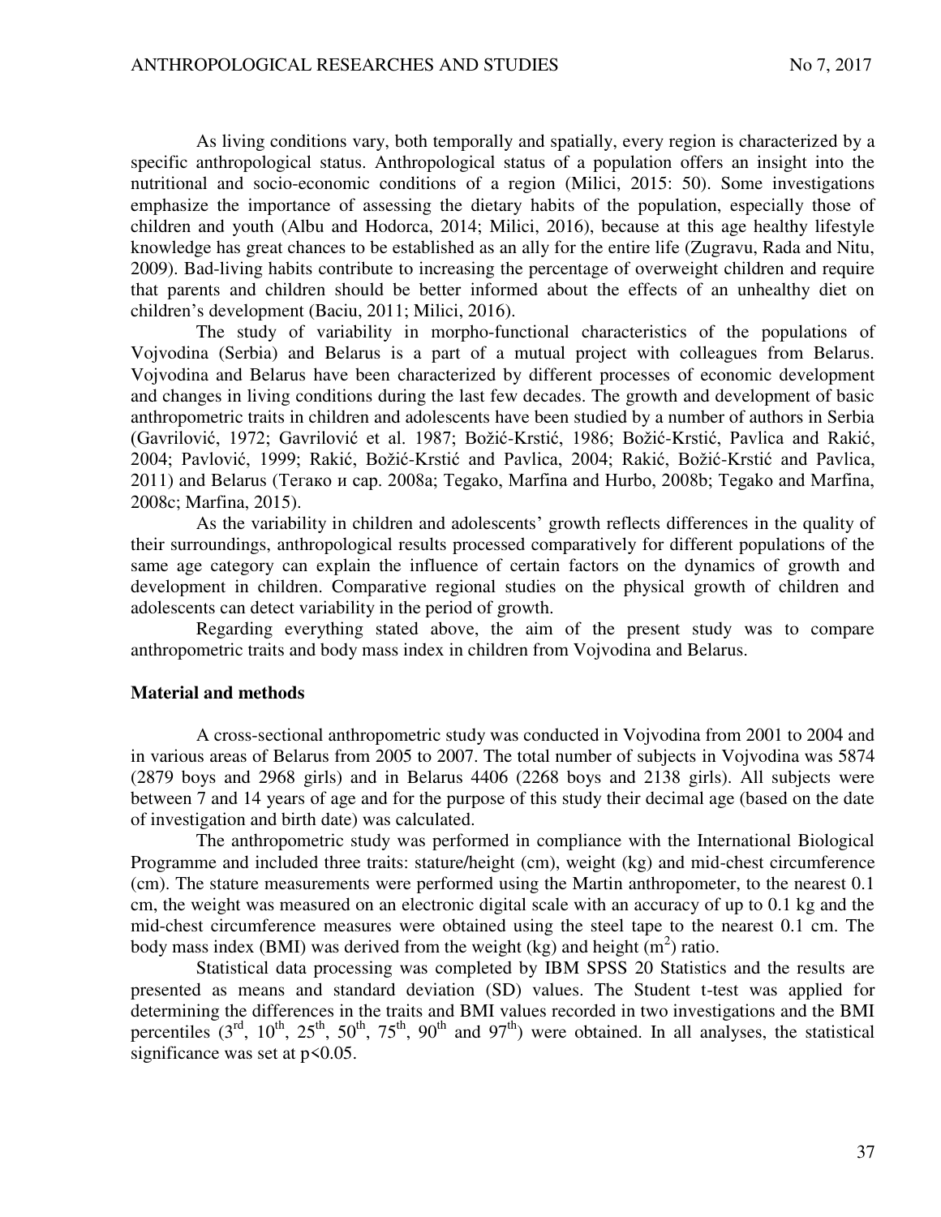As living conditions vary, both temporally and spatially, every region is characterized by a specific anthropological status. Anthropological status of a population offers an insight into the nutritional and socio-economic conditions of a region (Milici, 2015: 50). Some investigations emphasize the importance of assessing the dietary habits of the population, especially those of children and youth (Albu and Hodorca, 2014; Milici, 2016), because at this age healthy lifestyle knowledge has great chances to be established as an ally for the entire life (Zugravu, Rada and Nitu, 2009). Bad-living habits contribute to increasing the percentage of overweight children and require that parents and children should be better informed about the effects of an unhealthy diet on children's development (Baciu, 2011; Milici, 2016).

The study of variability in morpho-functional characteristics of the populations of Vojvodina (Serbia) and Belarus is a part of a mutual project with colleagues from Belarus. Vojvodina and Belarus have been characterized by different processes of economic development and changes in living conditions during the last few decades. The growth and development of basic anthropometric traits in children and adolescents have been studied by a number of authors in Serbia (Gavrilović, 1972; Gavrilović et al. 1987; Božić-Krstić, 1986; Božić-Krstić, Pavlica and Rakić, 2004; Pavlović, 1999; Rakić, Božić-Krstić and Pavlica, 2004; Rakić, Božić-Krstić and Pavlica, 2011) and Belarus (Тегако и сар. 2008a; Tegako, Marfina and Hurbo, 2008b; Tegako and Marfina, 2008c; Marfina, 2015).

As the variability in children and adolescents' growth reflects differences in the quality of their surroundings, anthropological results processed comparatively for different populations of the same age category can explain the influence of certain factors on the dynamics of growth and development in children. Comparative regional studies on the physical growth of children and adolescents can detect variability in the period of growth.

Regarding everything stated above, the aim of the present study was to compare anthropometric traits and body mass index in children from Vojvodina and Belarus.

## Material and methods

A cross-sectional anthropometric study was conducted in Vojvodina from 2001 to 2004 and in various areas of Belarus from 2005 to 2007. The total number of subjects in Vojvodina was 5874 (2879 boys and 2968 girls) and in Belarus 4406 (2268 boys and 2138 girls). All subjects were between 7 and 14 years of age and for the purpose of this study their decimal age (based on the date of investigation and birth date) was calculated.

The anthropometric study was performed in compliance with the International Biological Programme and included three traits: stature/height (cm), weight (kg) and mid-chest circumference (cm). The stature measurements were performed using the Martin anthropometer, to the nearest 0.1 cm, the weight was measured on an electronic digital scale with an accuracy of up to 0.1 kg and the mid-chest circumference measures were obtained using the steel tape to the nearest 0.1 cm. The body mass index (BMI) was derived from the weight (kg) and height ($m^2$) ratio.

Statistical data processing was completed by IBM SPSS 20 Statistics and the results are presented as means and standard deviation (SD) values. The Student t-test was applied for determining the differences in the traits and BMI values recorded in two investigations and the BMI percentiles ($3^{rd}$, $10^{th}$, $25^{th}$, $50^{th}$, $75^{th}$, $90^{th}$ and $97^{th}$) were obtained. In all analyses, the statistical significance was set at $p<0.05$.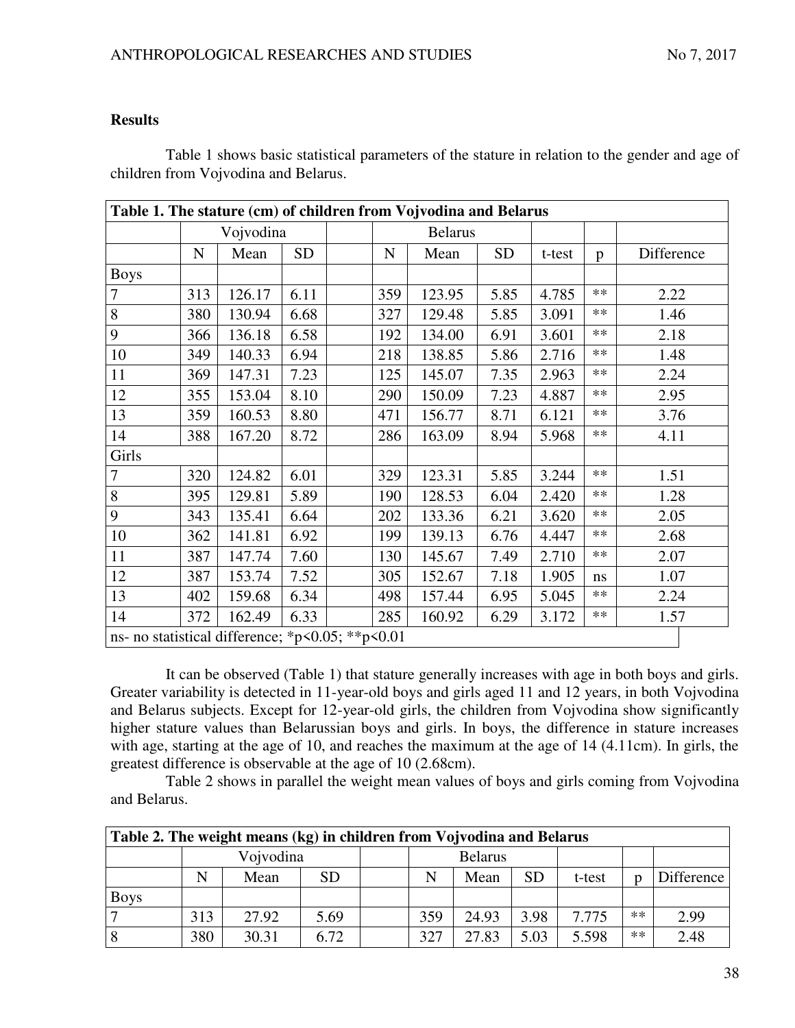**Results**

Table 1 shows basic statistical parameters of the stature in relation to the gender and age of children from Vojvodina and Belarus.

| Table 1. The stature (cm) of children from Vojvodina and Belarus | | | | | | | | | | |
|---|---|---|---|---|---|---|---|---|---|---|
| | Vojvodina | | | | Belarus | | | | | |
| | N | Mean | SD | | N | Mean | SD | t-test | p | Difference |
| Boys | | | | | | | | | | |
| 7 | 313 | 126.17 | 6.11 | | 359 | 123.95 | 5.85 | 4.785 | ** | 2.22 |
| 8 | 380 | 130.94 | 6.68 | | 327 | 129.48 | 5.85 | 3.091 | ** | 1.46 |
| 9 | 366 | 136.18 | 6.58 | | 192 | 134.00 | 6.91 | 3.601 | ** | 2.18 |
| 10 | 349 | 140.33 | 6.94 | | 218 | 138.85 | 5.86 | 2.716 | ** | 1.48 |
| 11 | 369 | 147.31 | 7.23 | | 125 | 145.07 | 7.35 | 2.963 | ** | 2.24 |
| 12 | 355 | 153.04 | 8.10 | | 290 | 150.09 | 7.23 | 4.887 | ** | 2.95 |
| 13 | 359 | 160.53 | 8.80 | | 471 | 156.77 | 8.71 | 6.121 | ** | 3.76 |
| 14 | 388 | 167.20 | 8.72 | | 286 | 163.09 | 8.94 | 5.968 | ** | 4.11 |
| Girls | | | | | | | | | | |
| 7 | 320 | 124.82 | 6.01 | | 329 | 123.31 | 5.85 | 3.244 | ** | 1.51 |
| 8 | 395 | 129.81 | 5.89 | | 190 | 128.53 | 6.04 | 2.420 | ** | 1.28 |
| 9 | 343 | 135.41 | 6.64 | | 202 | 133.36 | 6.21 | 3.620 | ** | 2.05 |
| 10 | 362 | 141.81 | 6.92 | | 199 | 139.13 | 6.76 | 4.447 | ** | 2.68 |
| 11 | 387 | 147.74 | 7.60 | | 130 | 145.67 | 7.49 | 2.710 | ** | 2.07 |
| 12 | 387 | 153.74 | 7.52 | | 305 | 152.67 | 7.18 | 1.905 | ns | 1.07 |
| 13 | 402 | 159.68 | 6.34 | | 498 | 157.44 | 6.95 | 5.045 | ** | 2.24 |
| 14 | 372 | 162.49 | 6.33 | | 285 | 160.92 | 6.29 | 3.172 | ** | 1.57 |
| ns- no statistical difference; *p<0.05; **p<0.01 | | | | | | | | | | |

It can be observed (Table 1) that stature generally increases with age in both boys and girls. Greater variability is detected in 11-year-old boys and girls aged 11 and 12 years, in both Vojvodina and Belarus subjects. Except for 12-year-old girls, the children from Vojvodina show significantly higher stature values than Belarussian boys and girls. In boys, the difference in stature increases with age, starting at the age of 10, and reaches the maximum at the age of 14 (4.11cm). In girls, the greatest difference is observable at the age of 10 (2.68cm).

Table 2 shows in parallel the weight mean values of boys and girls coming from Vojvodina and Belarus.

| Table 2. The weight means (kg) in children from Vojvodina and Belarus | | | | | | | | | | |
|---|---|---|---|---|---|---|---|---|---|---|
| | Vojvodina | | | | Belarus | | | | | |
| | N | Mean | SD | | N | Mean | SD | t-test | p | Difference |
| Boys | | | | | | | | | | |
| 7 | 313 | 27.92 | 5.69 | | 359 | 24.93 | 3.98 | 7.775 | ** | 2.99 |
| 8 | 380 | 30.31 | 6.72 | | 327 | 27.83 | 5.03 | 5.598 | ** | 2.48 |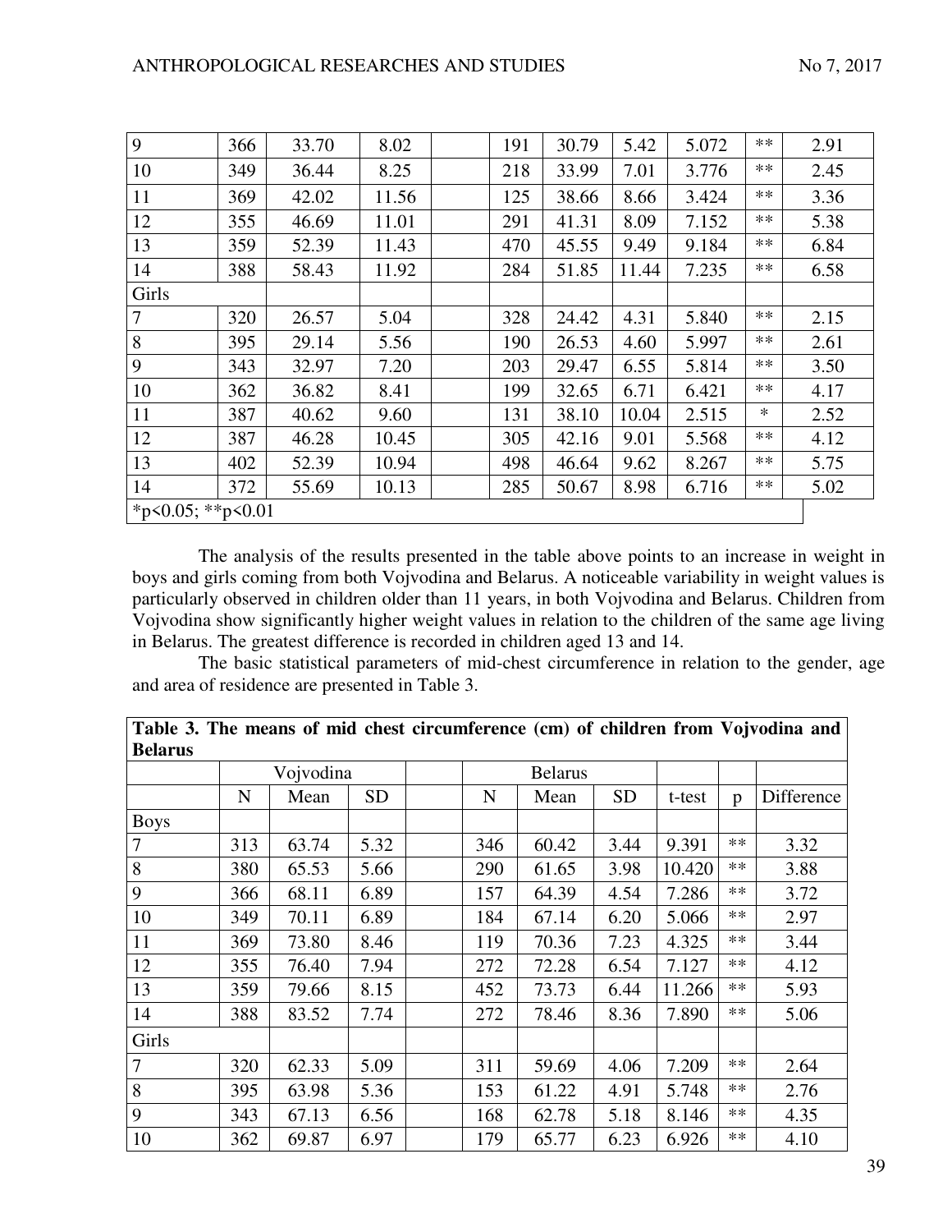| | | | | | | | | | | |
|---|---|---|---|---|---|---|---|---|---|---|
| 9 | 366 | 33.70 | 8.02 | | 191 | 30.79 | 5.42 | 5.072 | ** | 2.91 |
| 10 | 349 | 36.44 | 8.25 | | 218 | 33.99 | 7.01 | 3.776 | ** | 2.45 |
| 11 | 369 | 42.02 | 11.56 | | 125 | 38.66 | 8.66 | 3.424 | ** | 3.36 |
| 12 | 355 | 46.69 | 11.01 | | 291 | 41.31 | 8.09 | 7.152 | ** | 5.38 |
| 13 | 359 | 52.39 | 11.43 | | 470 | 45.55 | 9.49 | 9.184 | ** | 6.84 |
| 14 | 388 | 58.43 | 11.92 | | 284 | 51.85 | 11.44 | 7.235 | ** | 6.58 |
| Girls | | | | | | | | | | |
| 7 | 320 | 26.57 | 5.04 | | 328 | 24.42 | 4.31 | 5.840 | ** | 2.15 |
| 8 | 395 | 29.14 | 5.56 | | 190 | 26.53 | 4.60 | 5.997 | ** | 2.61 |
| 9 | 343 | 32.97 | 7.20 | | 203 | 29.47 | 6.55 | 5.814 | ** | 3.50 |
| 10 | 362 | 36.82 | 8.41 | | 199 | 32.65 | 6.71 | 6.421 | ** | 4.17 |
| 11 | 387 | 40.62 | 9.60 | | 131 | 38.10 | 10.04 | 2.515 | * | 2.52 |
| 12 | 387 | 46.28 | 10.45 | | 305 | 42.16 | 9.01 | 5.568 | ** | 4.12 |
| 13 | 402 | 52.39 | 10.94 | | 498 | 46.64 | 9.62 | 8.267 | ** | 5.75 |
| 14 | 372 | 55.69 | 10.13 | | 285 | 50.67 | 8.98 | 6.716 | ** | 5.02 |
| *p<0.05; **p<0.01 | | | | | | | | | | |

The analysis of the results presented in the table above points to an increase in weight in boys and girls coming from both Vojvodina and Belarus. A noticeable variability in weight values is particularly observed in children older than 11 years, in both Vojvodina and Belarus. Children from Vojvodina show significantly higher weight values in relation to the children of the same age living in Belarus. The greatest difference is recorded in children aged 13 and 14.

The basic statistical parameters of mid-chest circumference in relation to the gender, age and area of residence are presented in Table 3.

**Table 3. The means of mid chest circumference (cm) of children from Vojvodina and Belarus**

| | Vojvodina | | | | Belarus | | | | | |
|---|---|---|---|---|---|---|---|---|---|---|
| | N | Mean | SD | | N | Mean | SD | t-test | p | Difference |
| Boys | | | | | | | | | | |
| 7 | 313 | 63.74 | 5.32 | | 346 | 60.42 | 3.44 | 9.391 | ** | 3.32 |
| 8 | 380 | 65.53 | 5.66 | | 290 | 61.65 | 3.98 | 10.420 | ** | 3.88 |
| 9 | 366 | 68.11 | 6.89 | | 157 | 64.39 | 4.54 | 7.286 | ** | 3.72 |
| 10 | 349 | 70.11 | 6.89 | | 184 | 67.14 | 6.20 | 5.066 | ** | 2.97 |
| 11 | 369 | 73.80 | 8.46 | | 119 | 70.36 | 7.23 | 4.325 | ** | 3.44 |
| 12 | 355 | 76.40 | 7.94 | | 272 | 72.28 | 6.54 | 7.127 | ** | 4.12 |
| 13 | 359 | 79.66 | 8.15 | | 452 | 73.73 | 6.44 | 11.266 | ** | 5.93 |
| 14 | 388 | 83.52 | 7.74 | | 272 | 78.46 | 8.36 | 7.890 | ** | 5.06 |
| Girls | | | | | | | | | | |
| 7 | 320 | 62.33 | 5.09 | | 311 | 59.69 | 4.06 | 7.209 | ** | 2.64 |
| 8 | 395 | 63.98 | 5.36 | | 153 | 61.22 | 4.91 | 5.748 | ** | 2.76 |
| 9 | 343 | 67.13 | 6.56 | | 168 | 62.78 | 5.18 | 8.146 | ** | 4.35 |
| 10 | 362 | 69.87 | 6.97 | | 179 | 65.77 | 6.23 | 6.926 | ** | 4.10 |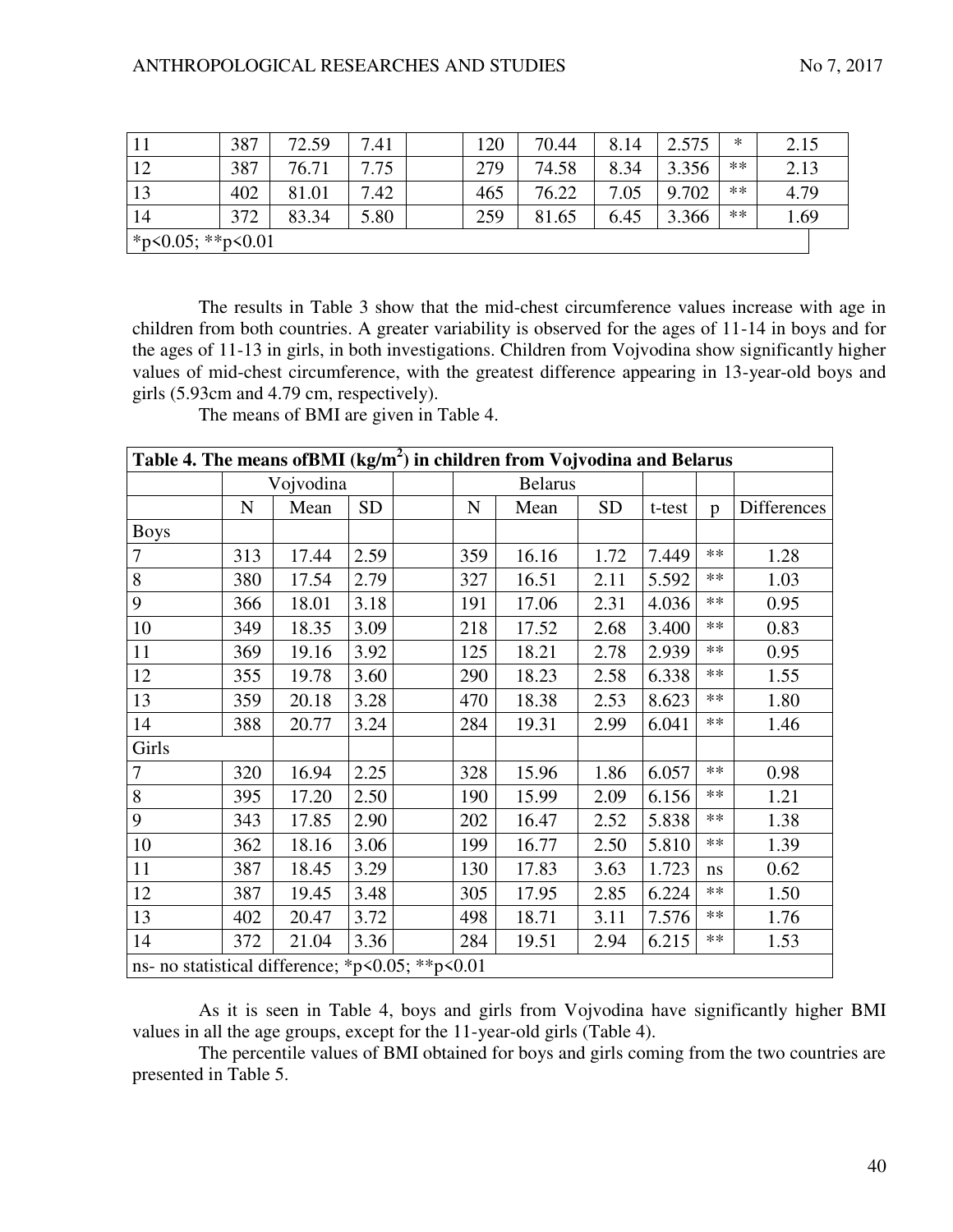| 11 | 387 | 72.59 | 7.41 | | 120 | 70.44 | 8.14 | 2.575 | * | 2.15 |
|---|---|---|---|---|---|---|---|---|---|---|
| 12 | 387 | 76.71 | 7.75 | | 279 | 74.58 | 8.34 | 3.356 | ** | 2.13 |
| 13 | 402 | 81.01 | 7.42 | | 465 | 76.22 | 7.05 | 9.702 | ** | 4.79 |
| 14 | 372 | 83.34 | 5.80 | | 259 | 81.65 | 6.45 | 3.366 | ** | 1.69 |
| *p<0.05; **p<0.01 | | | | | | | | | | |

The results in Table 3 show that the mid-chest circumference values increase with age in children from both countries. A greater variability is observed for the ages of 11-14 in boys and for the ages of 11-13 in girls, in both investigations. Children from Vojvodina show significantly higher values of mid-chest circumference, with the greatest difference appearing in 13-year-old boys and girls (5.93cm and 4.79 cm, respectively).

The means of BMI are given in Table 4.

**Table 4. The means ofBMI (kg/m$^2$) in children from Vojvodina and Belarus**

| | Vojvodina | | | | Belarus | | | | | |
|---|---|---|---|---|---|---|---|---|---|---|
| | N | Mean | SD | | N | Mean | SD | t-test | p | Differences |
| Boys | | | | | | | | | | |
| 7 | 313 | 17.44 | 2.59 | | 359 | 16.16 | 1.72 | 7.449 | ** | 1.28 |
| 8 | 380 | 17.54 | 2.79 | | 327 | 16.51 | 2.11 | 5.592 | ** | 1.03 |
| 9 | 366 | 18.01 | 3.18 | | 191 | 17.06 | 2.31 | 4.036 | ** | 0.95 |
| 10 | 349 | 18.35 | 3.09 | | 218 | 17.52 | 2.68 | 3.400 | ** | 0.83 |
| 11 | 369 | 19.16 | 3.92 | | 125 | 18.21 | 2.78 | 2.939 | ** | 0.95 |
| 12 | 355 | 19.78 | 3.60 | | 290 | 18.23 | 2.58 | 6.338 | ** | 1.55 |
| 13 | 359 | 20.18 | 3.28 | | 470 | 18.38 | 2.53 | 8.623 | ** | 1.80 |
| 14 | 388 | 20.77 | 3.24 | | 284 | 19.31 | 2.99 | 6.041 | ** | 1.46 |
| Girls | | | | | | | | | | |
| 7 | 320 | 16.94 | 2.25 | | 328 | 15.96 | 1.86 | 6.057 | ** | 0.98 |
| 8 | 395 | 17.20 | 2.50 | | 190 | 15.99 | 2.09 | 6.156 | ** | 1.21 |
| 9 | 343 | 17.85 | 2.90 | | 202 | 16.47 | 2.52 | 5.838 | ** | 1.38 |
| 10 | 362 | 18.16 | 3.06 | | 199 | 16.77 | 2.50 | 5.810 | ** | 1.39 |
| 11 | 387 | 18.45 | 3.29 | | 130 | 17.83 | 3.63 | 1.723 | ns | 0.62 |
| 12 | 387 | 19.45 | 3.48 | | 305 | 17.95 | 2.85 | 6.224 | ** | 1.50 |
| 13 | 402 | 20.47 | 3.72 | | 498 | 18.71 | 3.11 | 7.576 | ** | 1.76 |
| 14 | 372 | 21.04 | 3.36 | | 284 | 19.51 | 2.94 | 6.215 | ** | 1.53 |
| ns- no statistical difference; *p<0.05; **p<0.01 | | | | | | | | | | |

As it is seen in Table 4, boys and girls from Vojvodina have significantly higher BMI values in all the age groups, except for the 11-year-old girls (Table 4).

The percentile values of BMI obtained for boys and girls coming from the two countries are presented in Table 5.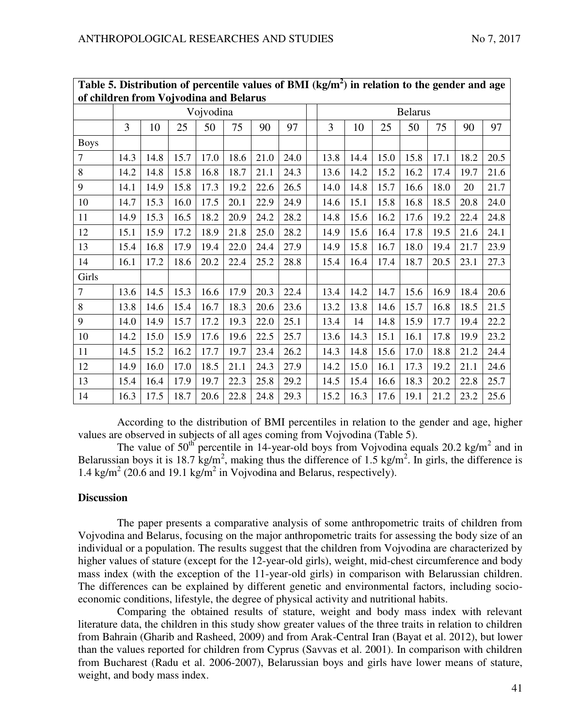**Table 5. Distribution of percentile values of BMI ($kg/m^2$) in relation to the gender and age of children from Vojvodina and Belarus**

| | Vojvodina | | | | | | | | Belarus | | | | | | |
|---|---|---|---|---|---|---|---|---|---|---|---|---|---|---|---|
| | 3 | 10 | 25 | 50 | 75 | 90 | 97 | | 3 | 10 | 25 | 50 | 75 | 90 | 97 |
| Boys | | | | | | | | | | | | | | | |
| 7 | 14.3 | 14.8 | 15.7 | 17.0 | 18.6 | 21.0 | 24.0 | | 13.8 | 14.4 | 15.0 | 15.8 | 17.1 | 18.2 | 20.5 |
| 8 | 14.2 | 14.8 | 15.8 | 16.8 | 18.7 | 21.1 | 24.3 | | 13.6 | 14.2 | 15.2 | 16.2 | 17.4 | 19.7 | 21.6 |
| 9 | 14.1 | 14.9 | 15.8 | 17.3 | 19.2 | 22.6 | 26.5 | | 14.0 | 14.8 | 15.7 | 16.6 | 18.0 | 20 | 21.7 |
| 10 | 14.7 | 15.3 | 16.0 | 17.5 | 20.1 | 22.9 | 24.9 | | 14.6 | 15.1 | 15.8 | 16.8 | 18.5 | 20.8 | 24.0 |
| 11 | 14.9 | 15.3 | 16.5 | 18.2 | 20.9 | 24.2 | 28.2 | | 14.8 | 15.6 | 16.2 | 17.6 | 19.2 | 22.4 | 24.8 |
| 12 | 15.1 | 15.9 | 17.2 | 18.9 | 21.8 | 25.0 | 28.2 | | 14.9 | 15.6 | 16.4 | 17.8 | 19.5 | 21.6 | 24.1 |
| 13 | 15.4 | 16.8 | 17.9 | 19.4 | 22.0 | 24.4 | 27.9 | | 14.9 | 15.8 | 16.7 | 18.0 | 19.4 | 21.7 | 23.9 |
| 14 | 16.1 | 17.2 | 18.6 | 20.2 | 22.4 | 25.2 | 28.8 | | 15.4 | 16.4 | 17.4 | 18.7 | 20.5 | 23.1 | 27.3 |
| Girls | | | | | | | | | | | | | | | |
| 7 | 13.6 | 14.5 | 15.3 | 16.6 | 17.9 | 20.3 | 22.4 | | 13.4 | 14.2 | 14.7 | 15.6 | 16.9 | 18.4 | 20.6 |
| 8 | 13.8 | 14.6 | 15.4 | 16.7 | 18.3 | 20.6 | 23.6 | | 13.2 | 13.8 | 14.6 | 15.7 | 16.8 | 18.5 | 21.5 |
| 9 | 14.0 | 14.9 | 15.7 | 17.2 | 19.3 | 22.0 | 25.1 | | 13.4 | 14 | 14.8 | 15.9 | 17.7 | 19.4 | 22.2 |
| 10 | 14.2 | 15.0 | 15.9 | 17.6 | 19.6 | 22.5 | 25.7 | | 13.6 | 14.3 | 15.1 | 16.1 | 17.8 | 19.9 | 23.2 |
| 11 | 14.5 | 15.2 | 16.2 | 17.7 | 19.7 | 23.4 | 26.2 | | 14.3 | 14.8 | 15.6 | 17.0 | 18.8 | 21.2 | 24.4 |
| 12 | 14.9 | 16.0 | 17.0 | 18.5 | 21.1 | 24.3 | 27.9 | | 14.2 | 15.0 | 16.1 | 17.3 | 19.2 | 21.1 | 24.6 |
| 13 | 15.4 | 16.4 | 17.9 | 19.7 | 22.3 | 25.8 | 29.2 | | 14.5 | 15.4 | 16.6 | 18.3 | 20.2 | 22.8 | 25.7 |
| 14 | 16.3 | 17.5 | 18.7 | 20.6 | 22.8 | 24.8 | 29.3 | | 15.2 | 16.3 | 17.6 | 19.1 | 21.2 | 23.2 | 25.6 |

According to the distribution of BMI percentiles in relation to the gender and age, higher values are observed in subjects of all ages coming from Vojvodina (Table 5).

The value of 50$^{th}$ percentile in 14-year-old boys from Vojvodina equals 20.2 $kg/m^2$ and in Belarussian boys it is 18.7 $kg/m^2$, making thus the difference of 1.5 $kg/m^2$. In girls, the difference is 1.4 $kg/m^2$ (20.6 and 19.1 $kg/m^2$ in Vojvodina and Belarus, respectively).

## Discussion

The paper presents a comparative analysis of some anthropometric traits of children from Vojvodina and Belarus, focusing on the major anthropometric traits for assessing the body size of an individual or a population. The results suggest that the children from Vojvodina are characterized by higher values of stature (except for the 12-year-old girls), weight, mid-chest circumference and body mass index (with the exception of the 11-year-old girls) in comparison with Belarussian children. The differences can be explained by different genetic and environmental factors, including socio-economic conditions, lifestyle, the degree of physical activity and nutritional habits.

Comparing the obtained results of stature, weight and body mass index with relevant literature data, the children in this study show greater values of the three traits in relation to children from Bahrain (Gharib and Rasheed, 2009) and from Arak-Central Iran (Bayat et al. 2012), but lower than the values reported for children from Cyprus (Savvas et al. 2001). In comparison with children from Bucharest (Radu et al. 2006-2007), Belarussian boys and girls have lower means of stature, weight, and body mass index.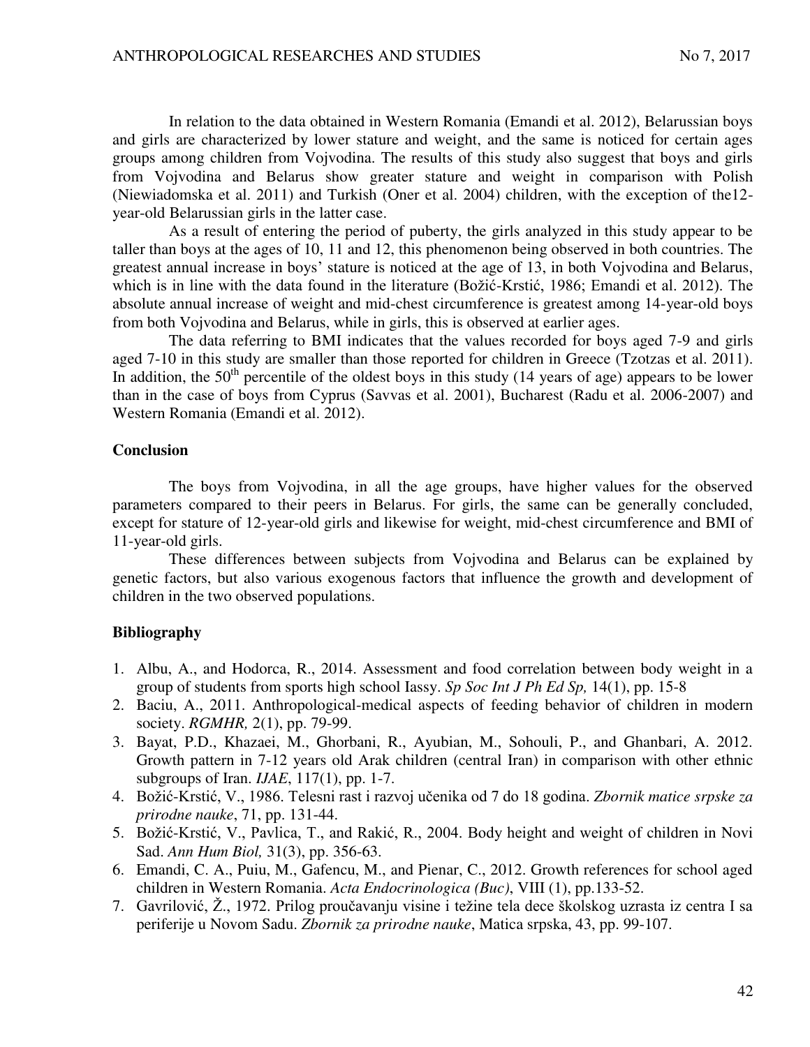In relation to the data obtained in Western Romania (Emandi et al. 2012), Belarussian boys and girls are characterized by lower stature and weight, and the same is noticed for certain ages groups among children from Vojvodina. The results of this study also suggest that boys and girls from Vojvodina and Belarus show greater stature and weight in comparison with Polish (Niewiadomska et al. 2011) and Turkish (Oner et al. 2004) children, with the exception of the12-year-old Belarussian girls in the latter case.

As a result of entering the period of puberty, the girls analyzed in this study appear to be taller than boys at the ages of 10, 11 and 12, this phenomenon being observed in both countries. The greatest annual increase in boys' stature is noticed at the age of 13, in both Vojvodina and Belarus, which is in line with the data found in the literature (Božić-Krstić, 1986; Emandi et al. 2012). The absolute annual increase of weight and mid-chest circumference is greatest among 14-year-old boys from both Vojvodina and Belarus, while in girls, this is observed at earlier ages.

The data referring to BMI indicates that the values recorded for boys aged 7-9 and girls aged 7-10 in this study are smaller than those reported for children in Greece (Tzotzas et al. 2011). In addition, the 50$^{th}$ percentile of the oldest boys in this study (14 years of age) appears to be lower than in the case of boys from Cyprus (Savvas et al. 2001), Bucharest (Radu et al. 2006-2007) and Western Romania (Emandi et al. 2012).

## Conclusion

The boys from Vojvodina, in all the age groups, have higher values for the observed parameters compared to their peers in Belarus. For girls, the same can be generally concluded, except for stature of 12-year-old girls and likewise for weight, mid-chest circumference and BMI of 11-year-old girls.

These differences between subjects from Vojvodina and Belarus can be explained by genetic factors, but also various exogenous factors that influence the growth and development of children in the two observed populations.

## Bibliography

1. Albu, A., and Hodorca, R., 2014. Assessment and food correlation between body weight in a group of students from sports high school Iassy. *Sp Soc Int J Ph Ed Sp,* 14(1), pp. 15-8
2. Baciu, A., 2011. Anthropological-medical aspects of feeding behavior of children in modern society. *RGMHR,* 2(1), pp. 79-99.
3. Bayat, P.D., Khazaei, M., Ghorbani, R., Ayubian, M., Sohouli, P., and Ghanbari, A. 2012. Growth pattern in 7-12 years old Arak children (central Iran) in comparison with other ethnic subgroups of Iran. *IJAE*, 117(1), pp. 1-7.
4. Božić-Krstić, V., 1986. Telesni rast i razvoj učenika od 7 do 18 godina. *Zbornik matice srpske za prirodne nauke*, 71, pp. 131-44.
5. Božić-Krstić, V., Pavlica, T., and Rakić, R., 2004. Body height and weight of children in Novi Sad. *Ann Hum Biol,* 31(3), pp. 356-63.
6. Emandi, C. A., Puiu, M., Gafencu, M., and Pienar, C., 2012. Growth references for school aged children in Western Romania. *Acta Endocrinologica (Buc)*, VIII (1), pp.133-52.
7. Gavrilović, Ž., 1972. Prilog proučavanju visine i težine tela dece školskog uzrasta iz centra I sa periferije u Novom Sadu. *Zbornik za prirodne nauke*, Matica srpska, 43, pp. 99-107.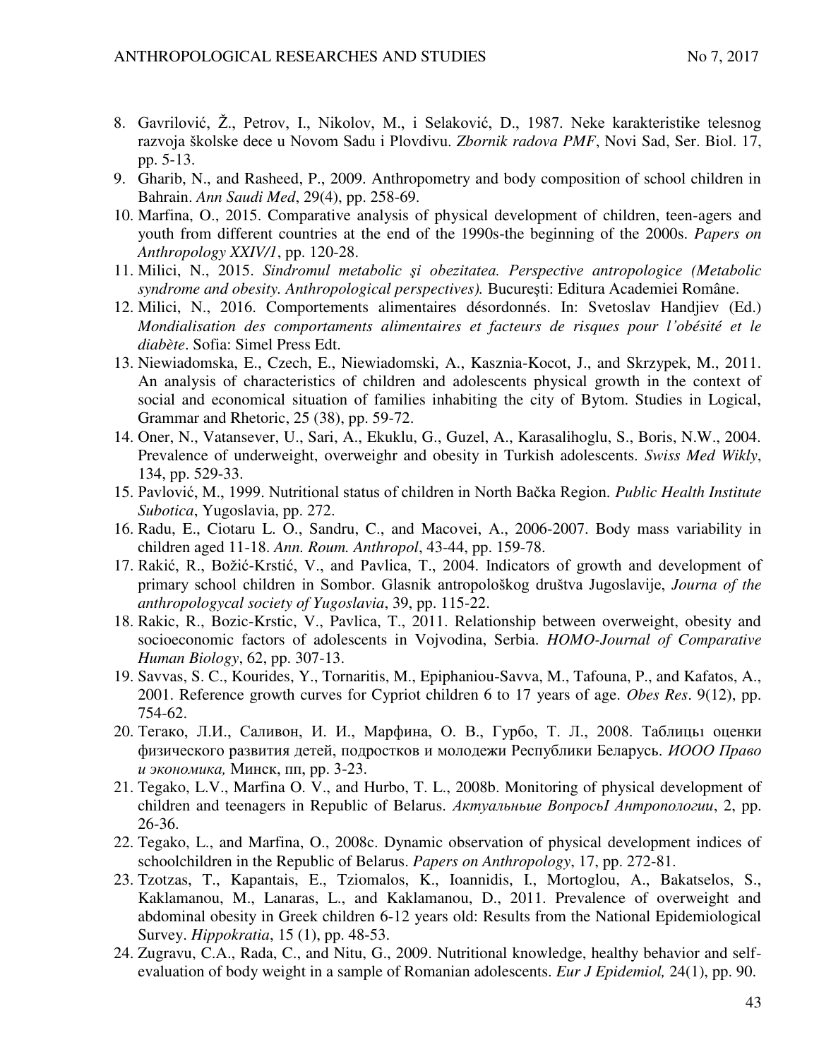8. Gavrilović, Ž., Petrov, I., Nikolov, M., i Selaković, D., 1987. Neke karakteristike telesnog razvoja školske dece u Novom Sadu i Plovdivu. *Zbornik radova PMF*, Novi Sad, Ser. Biol. 17, pp. 5-13.
9. Gharib, N., and Rasheed, P., 2009. Anthropometry and body composition of school children in Bahrain. *Ann Saudi Med*, 29(4), pp. 258-69.
10. Marfina, O., 2015. Comparative analysis of physical development of children, teen-agers and youth from different countries at the end of the 1990s-the beginning of the 2000s. *Papers on Anthropology XXIV/1*, pp. 120-28.
11. Milici, N., 2015. *Sindromul metabolic şi obezitatea. Perspective antropologice (Metabolic syndrome and obesity. Anthropological perspectives).* Bucureşti: Editura Academiei Române.
12. Milici, N., 2016. Comportements alimentaires désordonnés. In: Svetoslav Handjiev (Ed.) *Mondialisation des comportaments alimentaires et facteurs de risques pour l'obésité et le diabète*. Sofia: Simel Press Edt.
13. Niewiadomska, E., Czech, E., Niewiadomski, A., Kasznia-Kocot, J., and Skrzypek, M., 2011. An analysis of characteristics of children and adolescents physical growth in the context of social and economical situation of families inhabiting the city of Bytom. Studies in Logical, Grammar and Rhetoric, 25 (38), pp. 59-72.
14. Oner, N., Vatansever, U., Sari, A., Ekuklu, G., Guzel, A., Karasalihoglu, S., Boris, N.W., 2004. Prevalence of underweight, overweighr and obesity in Turkish adolescents. *Swiss Med Wikly*, 134, pp. 529-33.
15. Pavlović, M., 1999. Nutritional status of children in North Bačka Region. *Public Health Institute Subotica*, Yugoslavia, pp. 272.
16. Radu, E., Ciotaru L. O., Sandru, C., and Macovei, A., 2006-2007. Body mass variability in children aged 11-18. *Ann. Roum. Anthropol*, 43-44, pp. 159-78.
17. Rakić, R., Božić-Krstić, V., and Pavlica, T., 2004. Indicators of growth and development of primary school children in Sombor. Glasnik antropološkog društva Jugoslavije, *Journa of the anthropologycal society of Yugoslavia*, 39, pp. 115-22.
18. Rakic, R., Bozic-Krstic, V., Pavlica, T., 2011. Relationship between overweight, obesity and socioeconomic factors of adolescents in Vojvodina, Serbia. *HOMO-Journal of Comparative Human Biology*, 62, pp. 307-13.
19. Savvas, S. C., Kourides, Y., Tornaritis, M., Epiphaniou-Savva, M., Tafouna, P., and Kafatos, A., 2001. Reference growth curves for Cypriot children 6 to 17 years of age. *Obes Res*. 9(12), pp. 754-62.
20. Тегако, Л.И., Саливон, И. И., Марфина, О. В., Гурбо, Т. Л., 2008. Таблицьı оценки физического развития детей, подростков и молодежи Республики Беларусь. *ИООО Право и экономика,* Минск, пп, pp. 3-23.
21. Tegako, L.V., Marfina O. V., and Hurbo, T. L., 2008b. Monitoring of physical development of children and teenagers in Republic of Belarus. *Актуальньıе ВопросьI Антропологии*, 2, pp. 26-36.
22. Tegako, L., and Marfina, O., 2008c. Dynamic observation of physical development indices of schoolchildren in the Republic of Belarus. *Papers on Anthropology*, 17, pp. 272-81.
23. Tzotzas, T., Kapantais, E., Tziomalos, K., Ioannidis, I., Mortoglou, A., Bakatselos, S., Kaklamanou, M., Lanaras, L., and Kaklamanou, D., 2011. Prevalence of overweight and abdominal obesity in Greek children 6-12 years old: Results from the National Epidemiological Survey. *Hippokratia*, 15 (1), pp. 48-53.
24. Zugravu, C.A., Rada, C., and Nitu, G., 2009. Nutritional knowledge, healthy behavior and self-evaluation of body weight in a sample of Romanian adolescents. *Eur J Epidemiol,* 24(1), pp. 90.